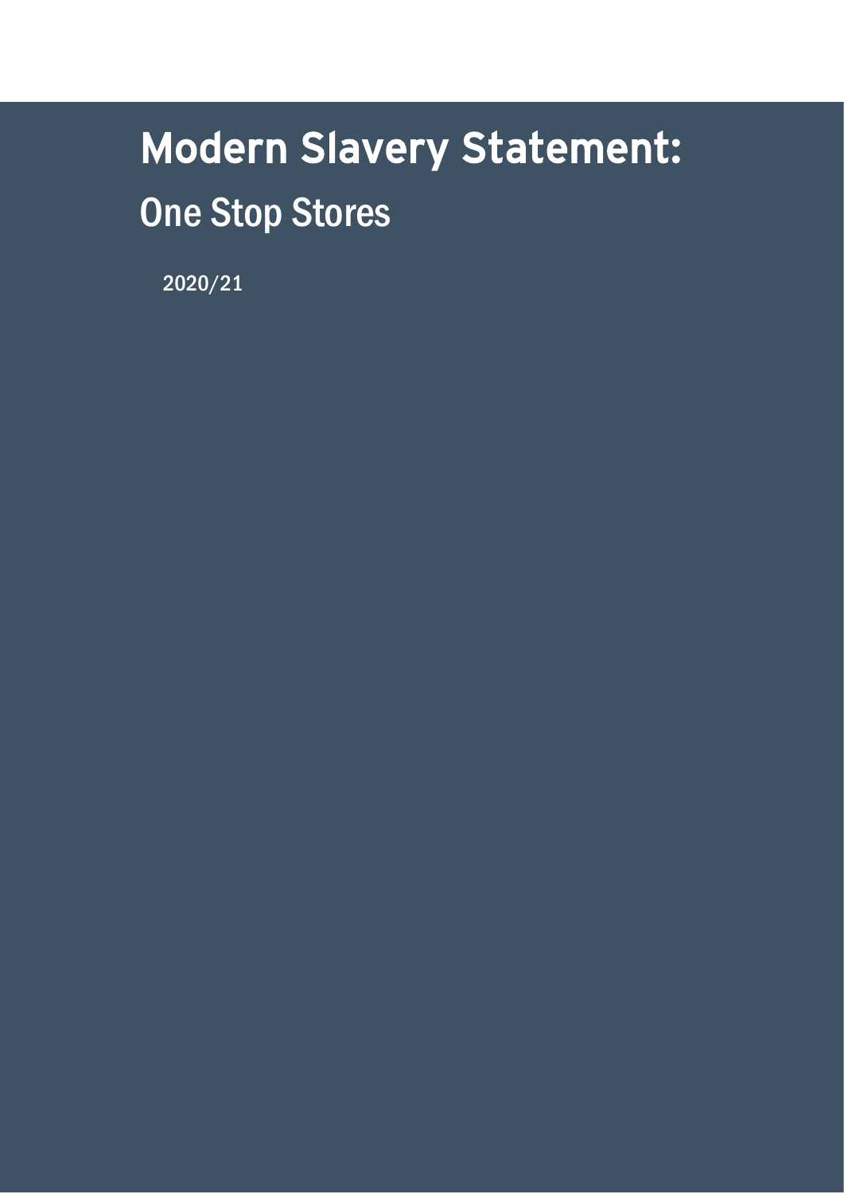# Modern Slavery Statement:

## One Stop Stores

2020/21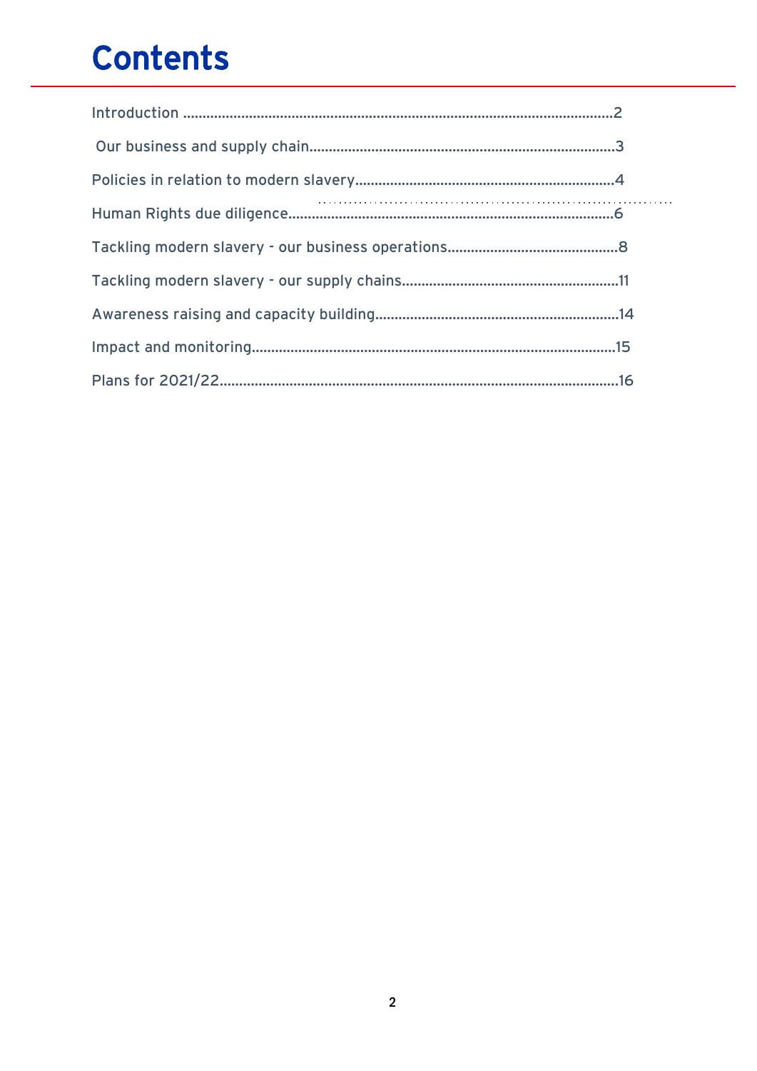# Contents

Introduction ....................................................................................................2

Our business and supply chain....................................................................3

Policies in relation to modern slavery.........................................................4

Human Rights due diligence.........................................................................6

Tackling modern slavery - our business operations.....................................8

Tackling modern slavery - our supply chains..............................................11

Awareness raising and capacity building....................................................14

Impact and monitoring...............................................................................15

Plans for 2021/22........................................................................................16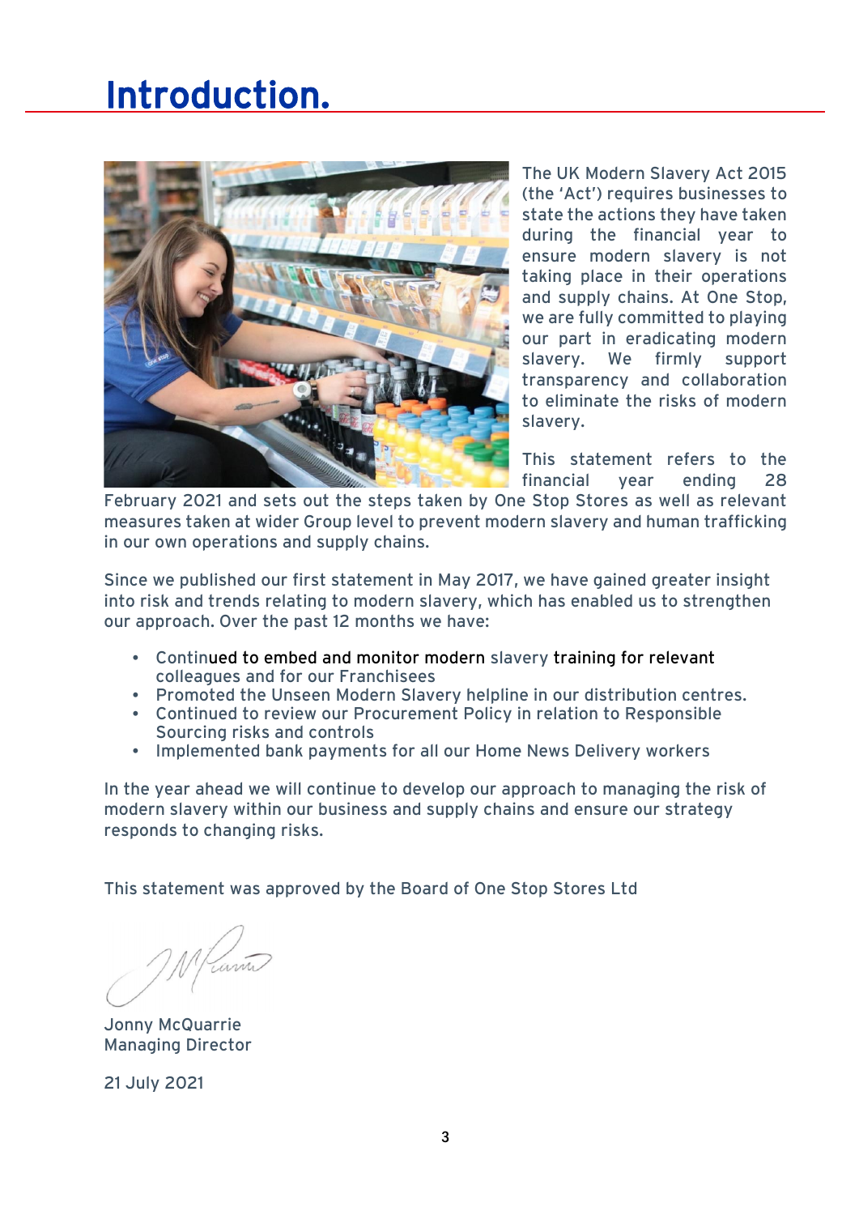# Introduction.

The UK Modern Slavery Act 2015 (the 'Act') requires businesses to state the actions they have taken during the financial year to ensure modern slavery is not taking place in their operations and supply chains. At One Stop, we are fully committed to playing our part in eradicating modern slavery. We firmly support transparency and collaboration to eliminate the risks of modern slavery.

This statement refers to the financial year ending 28 February 2021 and sets out the steps taken by One Stop Stores as well as relevant measures taken at wider Group level to prevent modern slavery and human trafficking in our own operations and supply chains.

Since we published our first statement in May 2017, we have gained greater insight into risk and trends relating to modern slavery, which has enabled us to strengthen our approach. Over the past 12 months we have:

- Continued to embed and monitor modern slavery training for relevant colleagues and for our Franchisees
- Promoted the Unseen Modern Slavery helpline in our distribution centres.
- Continued to review our Procurement Policy in relation to Responsible Sourcing risks and controls
- Implemented bank payments for all our Home News Delivery workers

In the year ahead we will continue to develop our approach to managing the risk of modern slavery within our business and supply chains and ensure our strategy responds to changing risks.

This statement was approved by the Board of One Stop Stores Ltd

Jonny McQuarrie
Managing Director

21 July 2021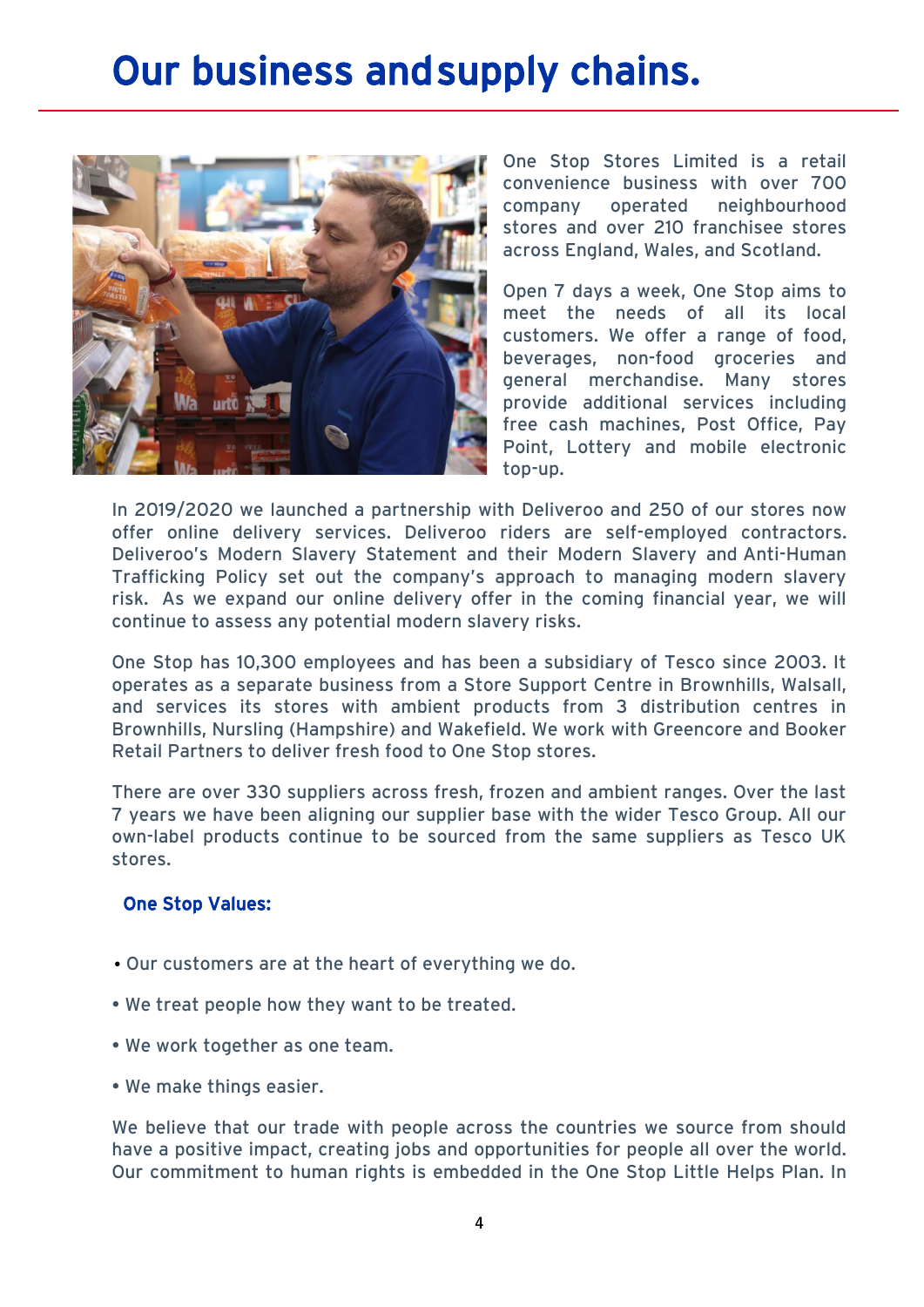# Our business and supply chains.

One Stop Stores Limited is a retail convenience business with over 700 company operated neighbourhood stores and over 210 franchisee stores across England, Wales, and Scotland.

Open 7 days a week, One Stop aims to meet the needs of all its local customers. We offer a range of food, beverages, non-food groceries and general merchandise. Many stores provide additional services including free cash machines, Post Office, Pay Point, Lottery and mobile electronic top-up.

In 2019/2020 we launched a partnership with Deliveroo and 250 of our stores now offer online delivery services. Deliveroo riders are self-employed contractors. Deliveroo's Modern Slavery Statement and their Modern Slavery and Anti-Human Trafficking Policy set out the company's approach to managing modern slavery risk. As we expand our online delivery offer in the coming financial year, we will continue to assess any potential modern slavery risks.

One Stop has 10,300 employees and has been a subsidiary of Tesco since 2003. It operates as a separate business from a Store Support Centre in Brownhills, Walsall, and services its stores with ambient products from 3 distribution centres in Brownhills, Nursling (Hampshire) and Wakefield. We work with Greencore and Booker Retail Partners to deliver fresh food to One Stop stores.

There are over 330 suppliers across fresh, frozen and ambient ranges. Over the last 7 years we have been aligning our supplier base with the wider Tesco Group. All our own-label products continue to be sourced from the same suppliers as Tesco UK stores.

### One Stop Values:

- Our customers are at the heart of everything we do.
- We treat people how they want to be treated.
- We work together as one team.
- We make things easier.

We believe that our trade with people across the countries we source from should have a positive impact, creating jobs and opportunities for people all over the world. Our commitment to human rights is embedded in the One Stop Little Helps Plan. In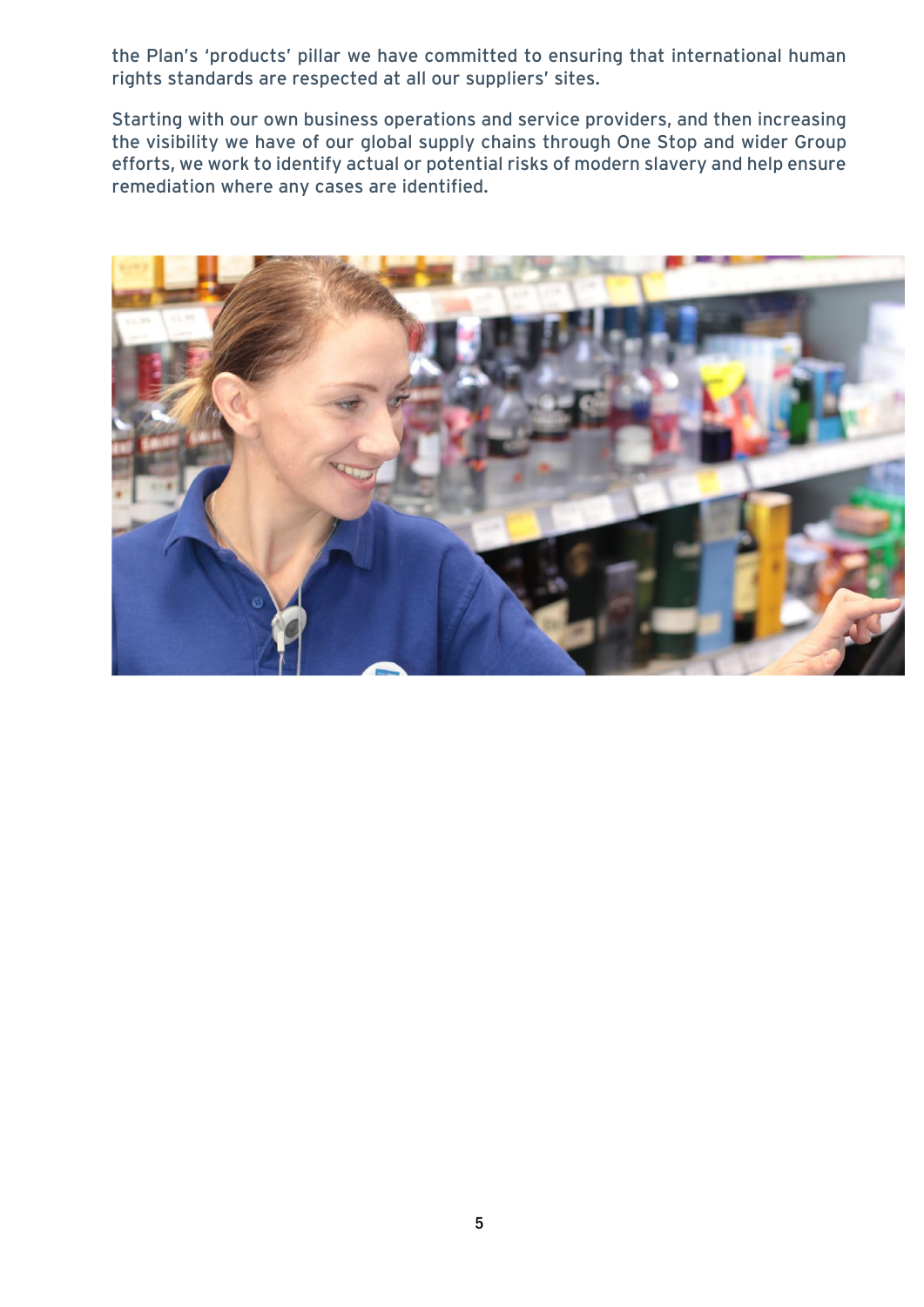the Plan's 'products' pillar we have committed to ensuring that international human rights standards are respected at all our suppliers' sites.

Starting with our own business operations and service providers, and then increasing the visibility we have of our global supply chains through One Stop and wider Group efforts, we work to identify actual or potential risks of modern slavery and help ensure remediation where any cases are identified.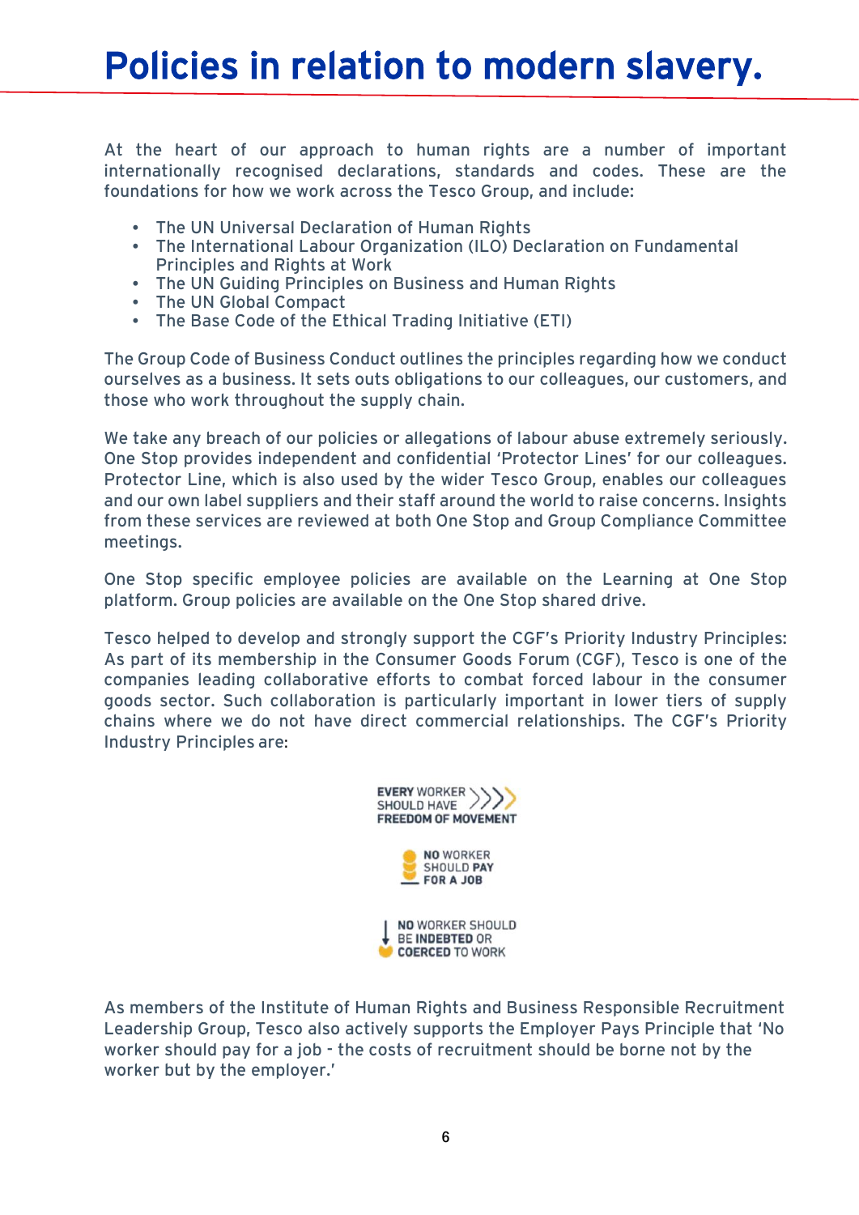# Policies in relation to modern slavery.

At the heart of our approach to human rights are a number of important internationally recognised declarations, standards and codes. These are the foundations for how we work across the Tesco Group, and include:

- The UN Universal Declaration of Human Rights
- The International Labour Organization (ILO) Declaration on Fundamental Principles and Rights at Work
- The UN Guiding Principles on Business and Human Rights
- The UN Global Compact
- The Base Code of the Ethical Trading Initiative (ETI)

The Group Code of Business Conduct outlines the principles regarding how we conduct ourselves as a business. It sets outs obligations to our colleagues, our customers, and those who work throughout the supply chain.

We take any breach of our policies or allegations of labour abuse extremely seriously. One Stop provides independent and confidential 'Protector Lines' for our colleagues. Protector Line, which is also used by the wider Tesco Group, enables our colleagues and our own label suppliers and their staff around the world to raise concerns. Insights from these services are reviewed at both One Stop and Group Compliance Committee meetings.

One Stop specific employee policies are available on the Learning at One Stop platform. Group policies are available on the One Stop shared drive.

Tesco helped to develop and strongly support the CGF's Priority Industry Principles: As part of its membership in the Consumer Goods Forum (CGF), Tesco is one of the companies leading collaborative efforts to combat forced labour in the consumer goods sector. Such collaboration is particularly important in lower tiers of supply chains where we do not have direct commercial relationships. The CGF's Priority Industry Principles are:

**EVERY** WORKER SHOULD HAVE **FREEDOM OF MOVEMENT**

**NO** WORKER SHOULD **PAY FOR A JOB**

**NO** WORKER SHOULD BE **INDEBTED** OR **COERCED** TO WORK

As members of the Institute of Human Rights and Business Responsible Recruitment Leadership Group, Tesco also actively supports the Employer Pays Principle that 'No worker should pay for a job - the costs of recruitment should be borne not by the worker but by the employer.'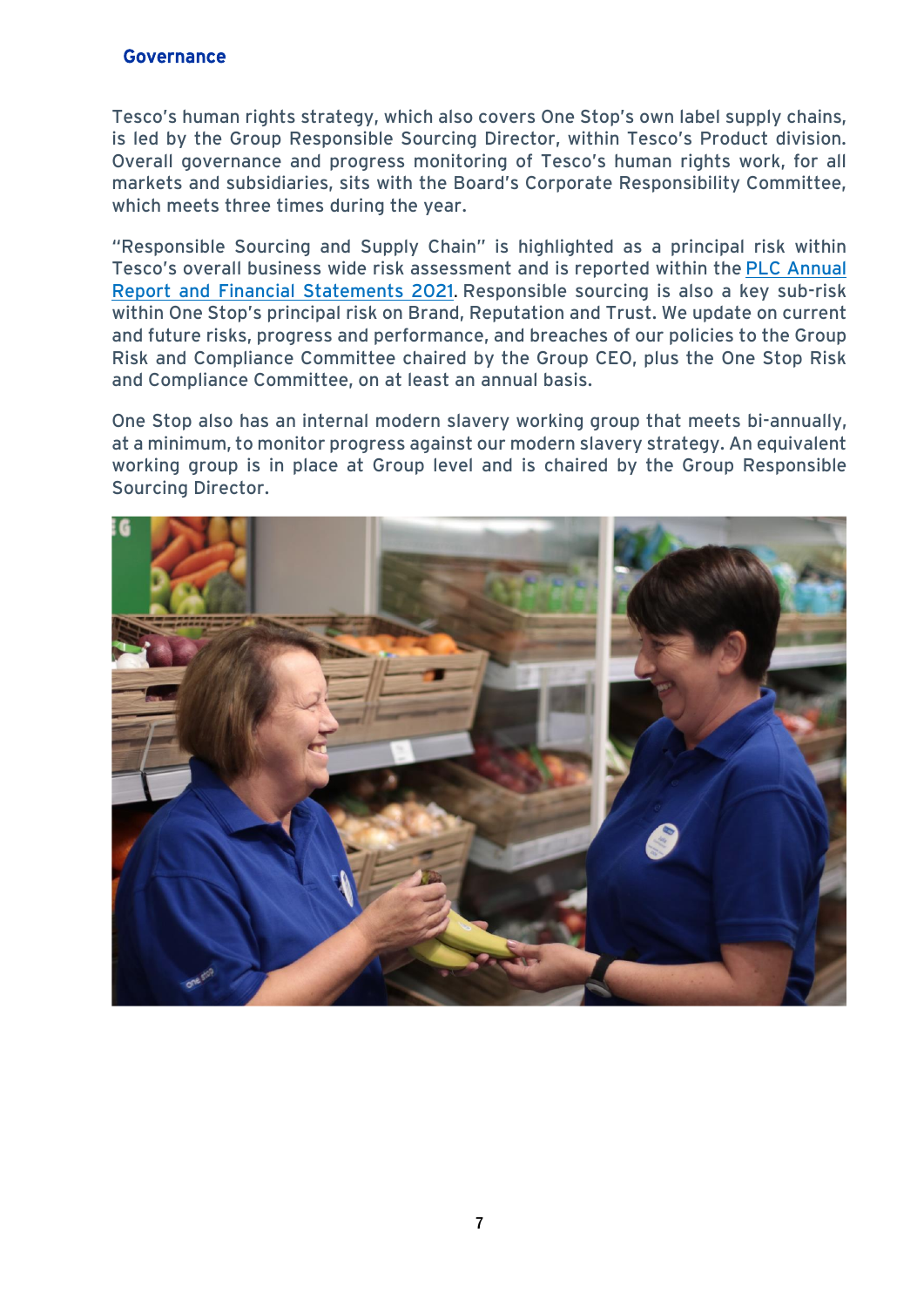## Governance

Tesco's human rights strategy, which also covers One Stop's own label supply chains, is led by the Group Responsible Sourcing Director, within Tesco's Product division. Overall governance and progress monitoring of Tesco's human rights work, for all markets and subsidiaries, sits with the Board's Corporate Responsibility Committee, which meets three times during the year.

"Responsible Sourcing and Supply Chain" is highlighted as a principal risk within Tesco's overall business wide risk assessment and is reported within the PLC Annual Report and Financial Statements 2021. Responsible sourcing is also a key sub-risk within One Stop's principal risk on Brand, Reputation and Trust. We update on current and future risks, progress and performance, and breaches of our policies to the Group Risk and Compliance Committee chaired by the Group CEO, plus the One Stop Risk and Compliance Committee, on at least an annual basis.

One Stop also has an internal modern slavery working group that meets bi-annually, at a minimum, to monitor progress against our modern slavery strategy. An equivalent working group is in place at Group level and is chaired by the Group Responsible Sourcing Director.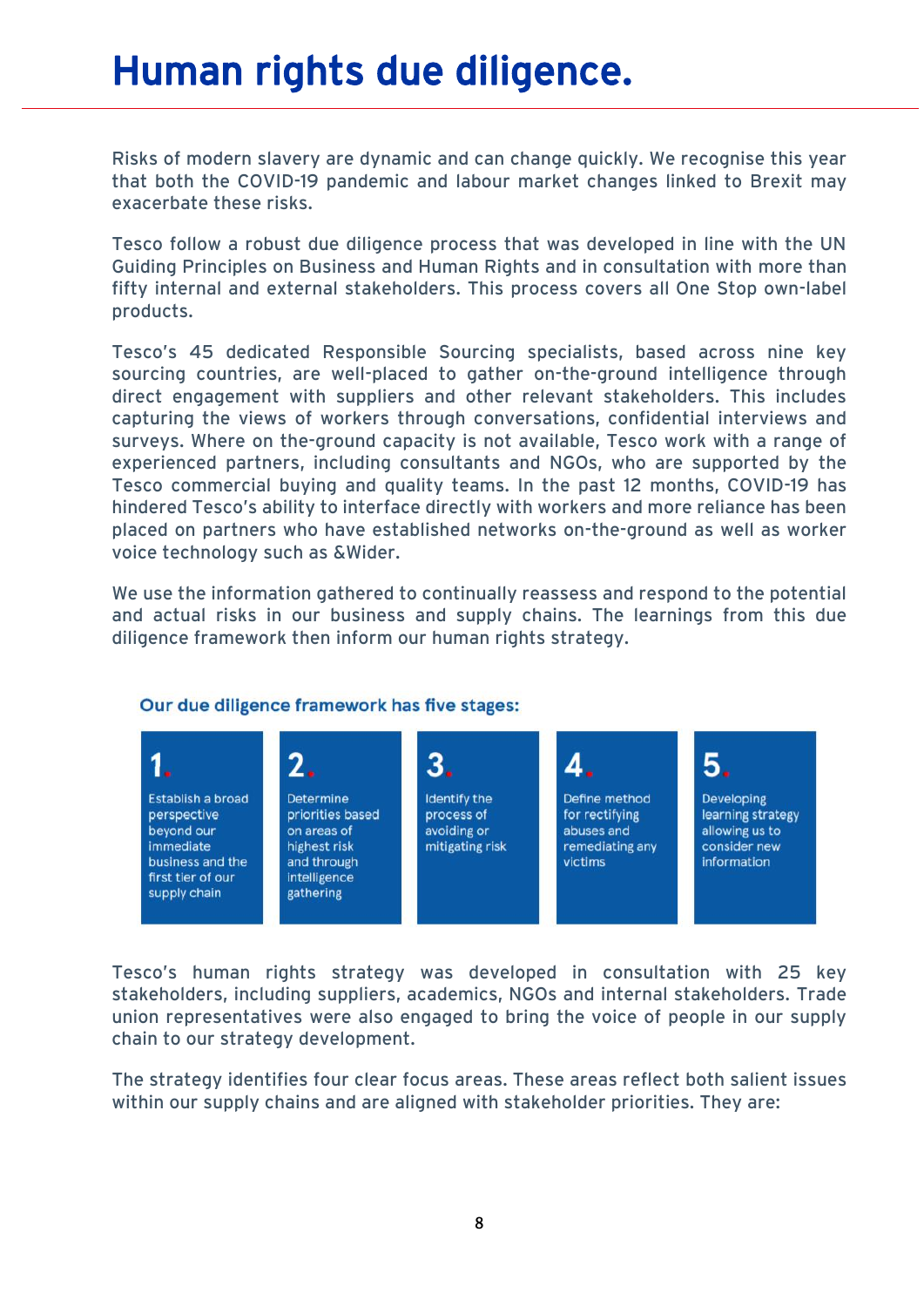# Human rights due diligence.

Risks of modern slavery are dynamic and can change quickly. We recognise this year that both the COVID-19 pandemic and labour market changes linked to Brexit may exacerbate these risks.

Tesco follow a robust due diligence process that was developed in line with the UN Guiding Principles on Business and Human Rights and in consultation with more than fifty internal and external stakeholders. This process covers all One Stop own-label products.

Tesco's 45 dedicated Responsible Sourcing specialists, based across nine key sourcing countries, are well-placed to gather on-the-ground intelligence through direct engagement with suppliers and other relevant stakeholders. This includes capturing the views of workers through conversations, confidential interviews and surveys. Where on the-ground capacity is not available, Tesco work with a range of experienced partners, including consultants and NGOs, who are supported by the Tesco commercial buying and quality teams. In the past 12 months, COVID-19 has hindered Tesco's ability to interface directly with workers and more reliance has been placed on partners who have established networks on-the-ground as well as worker voice technology such as &Wider.

We use the information gathered to continually reassess and respond to the potential and actual risks in our business and supply chains. The learnings from this due diligence framework then inform our human rights strategy.

**Our due diligence framework has five stages:**

1. Establish a broad perspective beyond our immediate business and the first tier of our supply chain
2. Determine priorities based on areas of highest risk and through intelligence gathering
3. Identify the process of avoiding or mitigating risk
4. Define method for rectifying abuses and remediating any victims
5. Developing learning strategy allowing us to consider new information

Tesco's human rights strategy was developed in consultation with 25 key stakeholders, including suppliers, academics, NGOs and internal stakeholders. Trade union representatives were also engaged to bring the voice of people in our supply chain to our strategy development.

The strategy identifies four clear focus areas. These areas reflect both salient issues within our supply chains and are aligned with stakeholder priorities. They are: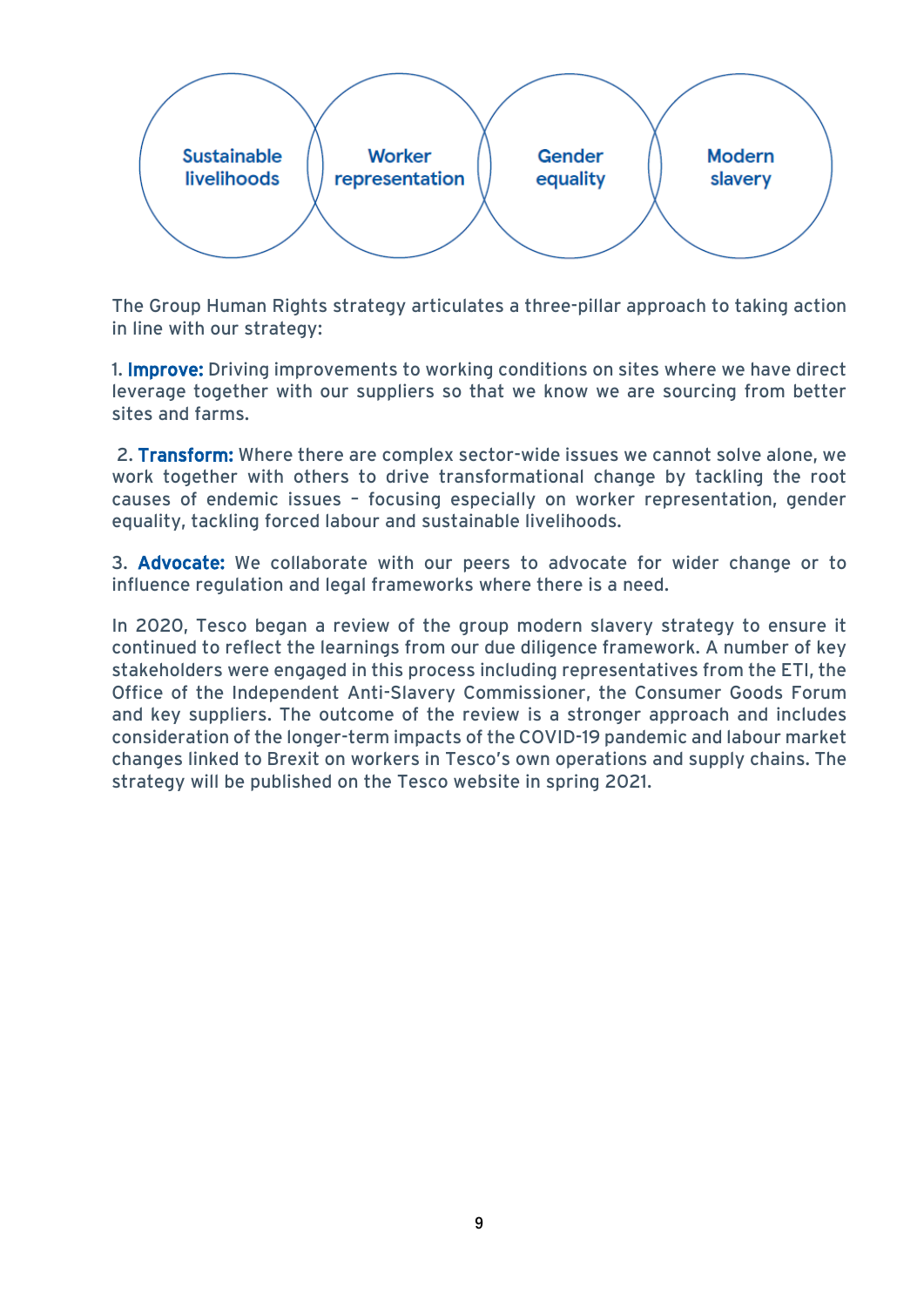Sustainable livelihoods | Worker representation | Gender equality | Modern slavery

The Group Human Rights strategy articulates a three-pillar approach to taking action in line with our strategy:

1. **Improve:** Driving improvements to working conditions on sites where we have direct leverage together with our suppliers so that we know we are sourcing from better sites and farms.

2. **Transform:** Where there are complex sector-wide issues we cannot solve alone, we work together with others to drive transformational change by tackling the root causes of endemic issues – focusing especially on worker representation, gender equality, tackling forced labour and sustainable livelihoods.

3. **Advocate:** We collaborate with our peers to advocate for wider change or to influence regulation and legal frameworks where there is a need.

In 2020, Tesco began a review of the group modern slavery strategy to ensure it continued to reflect the learnings from our due diligence framework. A number of key stakeholders were engaged in this process including representatives from the ETI, the Office of the Independent Anti-Slavery Commissioner, the Consumer Goods Forum and key suppliers. The outcome of the review is a stronger approach and includes consideration of the longer-term impacts of the COVID-19 pandemic and labour market changes linked to Brexit on workers in Tesco's own operations and supply chains. The strategy will be published on the Tesco website in spring 2021.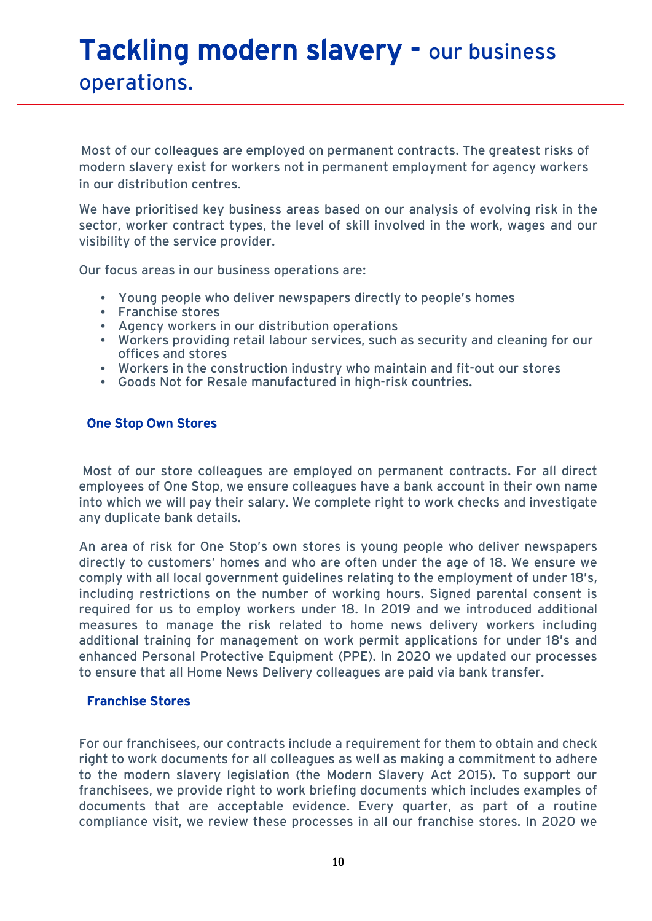# Tackling modern slavery - our business operations.

Most of our colleagues are employed on permanent contracts. The greatest risks of modern slavery exist for workers not in permanent employment for agency workers in our distribution centres.

We have prioritised key business areas based on our analysis of evolving risk in the sector, worker contract types, the level of skill involved in the work, wages and our visibility of the service provider.

Our focus areas in our business operations are:

- Young people who deliver newspapers directly to people's homes
- Franchise stores
- Agency workers in our distribution operations
- Workers providing retail labour services, such as security and cleaning for our offices and stores
- Workers in the construction industry who maintain and fit-out our stores
- Goods Not for Resale manufactured in high-risk countries.

## One Stop Own Stores

Most of our store colleagues are employed on permanent contracts. For all direct employees of One Stop, we ensure colleagues have a bank account in their own name into which we will pay their salary. We complete right to work checks and investigate any duplicate bank details.

An area of risk for One Stop's own stores is young people who deliver newspapers directly to customers' homes and who are often under the age of 18. We ensure we comply with all local government guidelines relating to the employment of under 18's, including restrictions on the number of working hours. Signed parental consent is required for us to employ workers under 18. In 2019 and we introduced additional measures to manage the risk related to home news delivery workers including additional training for management on work permit applications for under 18's and enhanced Personal Protective Equipment (PPE). In 2020 we updated our processes to ensure that all Home News Delivery colleagues are paid via bank transfer.

## Franchise Stores

For our franchisees, our contracts include a requirement for them to obtain and check right to work documents for all colleagues as well as making a commitment to adhere to the modern slavery legislation (the Modern Slavery Act 2015). To support our franchisees, we provide right to work briefing documents which includes examples of documents that are acceptable evidence. Every quarter, as part of a routine compliance visit, we review these processes in all our franchise stores. In 2020 we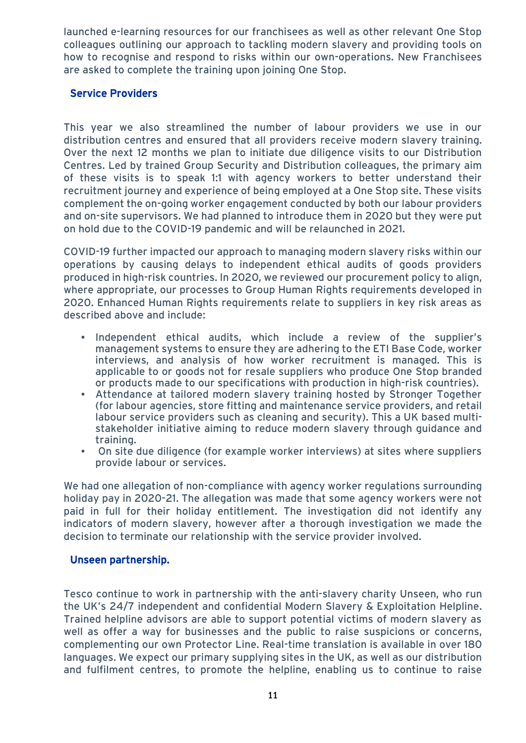launched e-learning resources for our franchisees as well as other relevant One Stop colleagues outlining our approach to tackling modern slavery and providing tools on how to recognise and respond to risks within our own-operations. New Franchisees are asked to complete the training upon joining One Stop.

### Service Providers

This year we also streamlined the number of labour providers we use in our distribution centres and ensured that all providers receive modern slavery training. Over the next 12 months we plan to initiate due diligence visits to our Distribution Centres. Led by trained Group Security and Distribution colleagues, the primary aim of these visits is to speak 1:1 with agency workers to better understand their recruitment journey and experience of being employed at a One Stop site. These visits complement the on-going worker engagement conducted by both our labour providers and on-site supervisors. We had planned to introduce them in 2020 but they were put on hold due to the COVID-19 pandemic and will be relaunched in 2021.

COVID-19 further impacted our approach to managing modern slavery risks within our operations by causing delays to independent ethical audits of goods providers produced in high-risk countries. In 2020, we reviewed our procurement policy to align, where appropriate, our processes to Group Human Rights requirements developed in 2020. Enhanced Human Rights requirements relate to suppliers in key risk areas as described above and include:

- Independent ethical audits, which include a review of the supplier's management systems to ensure they are adhering to the ETI Base Code, worker interviews, and analysis of how worker recruitment is managed. This is applicable to or goods not for resale suppliers who produce One Stop branded or products made to our specifications with production in high-risk countries).
- Attendance at tailored modern slavery training hosted by Stronger Together (for labour agencies, store fitting and maintenance service providers, and retail labour service providers such as cleaning and security). This a UK based multi-stakeholder initiative aiming to reduce modern slavery through guidance and training.
- On site due diligence (for example worker interviews) at sites where suppliers provide labour or services.

We had one allegation of non-compliance with agency worker regulations surrounding holiday pay in 2020-21. The allegation was made that some agency workers were not paid in full for their holiday entitlement. The investigation did not identify any indicators of modern slavery, however after a thorough investigation we made the decision to terminate our relationship with the service provider involved.

### Unseen partnership.

Tesco continue to work in partnership with the anti-slavery charity Unseen, who run the UK's 24/7 independent and confidential Modern Slavery & Exploitation Helpline. Trained helpline advisors are able to support potential victims of modern slavery as well as offer a way for businesses and the public to raise suspicions or concerns, complementing our own Protector Line. Real-time translation is available in over 180 languages. We expect our primary supplying sites in the UK, as well as our distribution and fulfilment centres, to promote the helpline, enabling us to continue to raise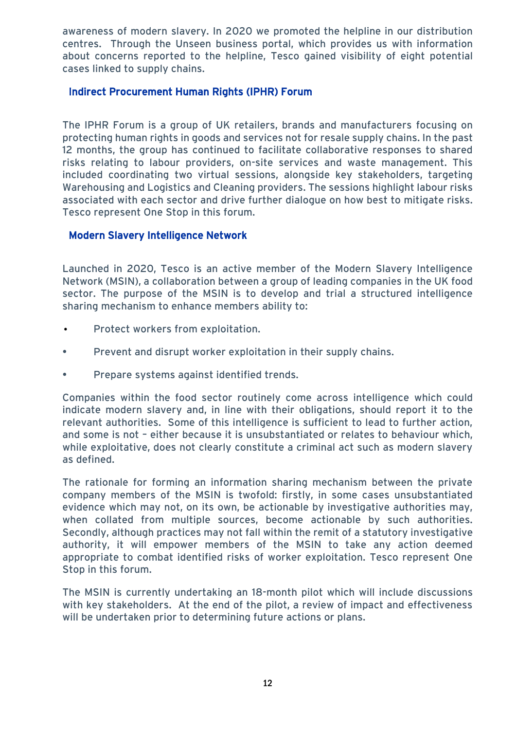awareness of modern slavery. In 2020 we promoted the helpline in our distribution centres. Through the Unseen business portal, which provides us with information about concerns reported to the helpline, Tesco gained visibility of eight potential cases linked to supply chains.

### Indirect Procurement Human Rights (IPHR) Forum

The IPHR Forum is a group of UK retailers, brands and manufacturers focusing on protecting human rights in goods and services not for resale supply chains. In the past 12 months, the group has continued to facilitate collaborative responses to shared risks relating to labour providers, on-site services and waste management. This included coordinating two virtual sessions, alongside key stakeholders, targeting Warehousing and Logistics and Cleaning providers. The sessions highlight labour risks associated with each sector and drive further dialogue on how best to mitigate risks. Tesco represent One Stop in this forum.

### Modern Slavery Intelligence Network

Launched in 2020, Tesco is an active member of the Modern Slavery Intelligence Network (MSIN), a collaboration between a group of leading companies in the UK food sector. The purpose of the MSIN is to develop and trial a structured intelligence sharing mechanism to enhance members ability to:

- Protect workers from exploitation.
- Prevent and disrupt worker exploitation in their supply chains.
- Prepare systems against identified trends.

Companies within the food sector routinely come across intelligence which could indicate modern slavery and, in line with their obligations, should report it to the relevant authorities. Some of this intelligence is sufficient to lead to further action, and some is not – either because it is unsubstantiated or relates to behaviour which, while exploitative, does not clearly constitute a criminal act such as modern slavery as defined.

The rationale for forming an information sharing mechanism between the private company members of the MSIN is twofold: firstly, in some cases unsubstantiated evidence which may not, on its own, be actionable by investigative authorities may, when collated from multiple sources, become actionable by such authorities. Secondly, although practices may not fall within the remit of a statutory investigative authority, it will empower members of the MSIN to take any action deemed appropriate to combat identified risks of worker exploitation. Tesco represent One Stop in this forum.

The MSIN is currently undertaking an 18-month pilot which will include discussions with key stakeholders. At the end of the pilot, a review of impact and effectiveness will be undertaken prior to determining future actions or plans.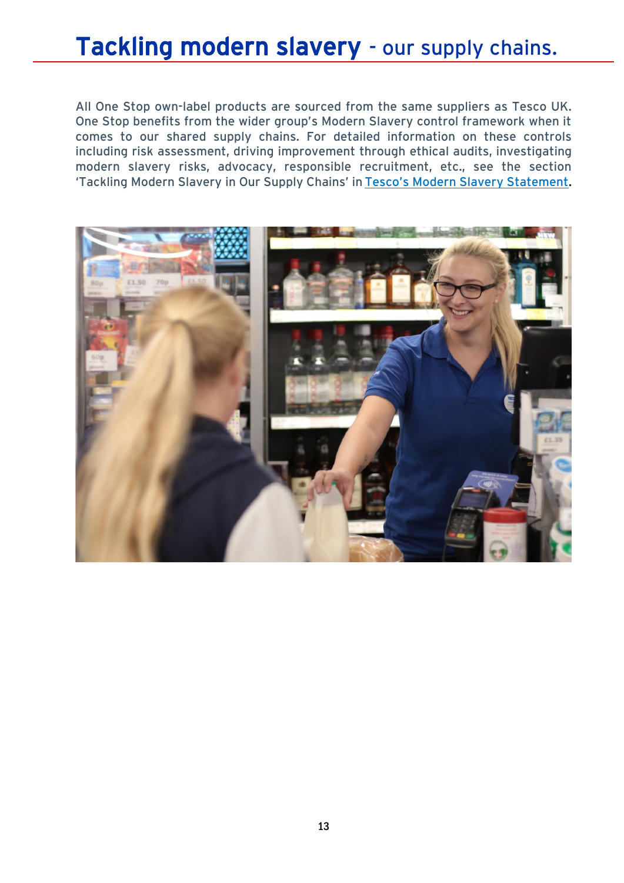# Tackling modern slavery - our supply chains.

All One Stop own-label products are sourced from the same suppliers as Tesco UK. One Stop benefits from the wider group's Modern Slavery control framework when it comes to our shared supply chains. For detailed information on these controls including risk assessment, driving improvement through ethical audits, investigating modern slavery risks, advocacy, responsible recruitment, etc., see the section 'Tackling Modern Slavery in Our Supply Chains' in Tesco's Modern Slavery Statement.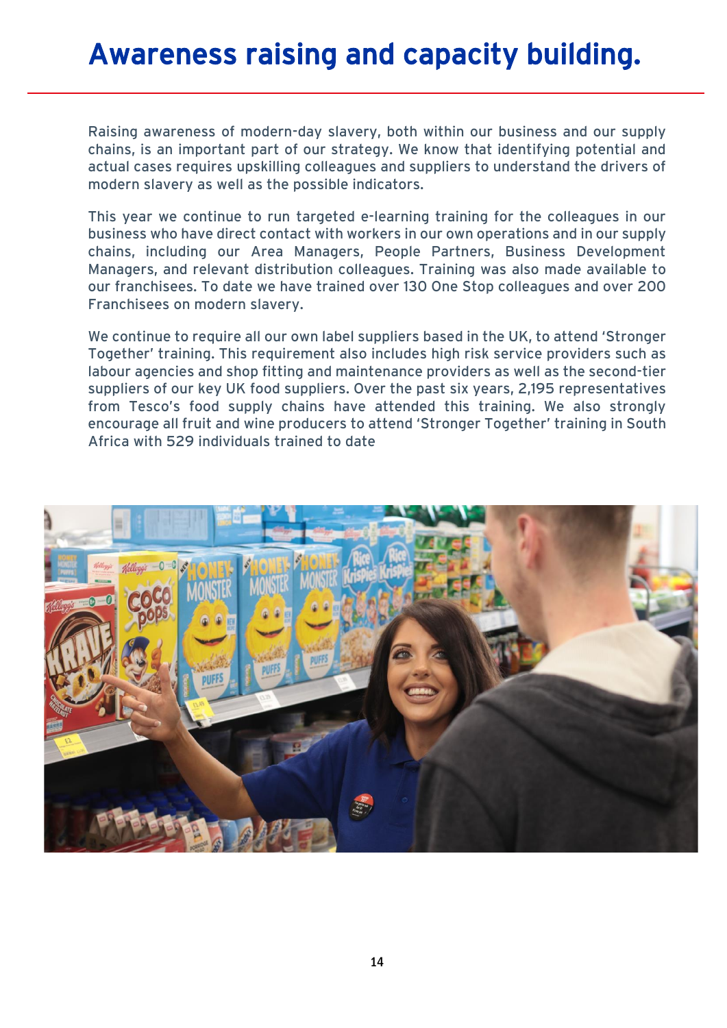# Awareness raising and capacity building.

Raising awareness of modern-day slavery, both within our business and our supply chains, is an important part of our strategy. We know that identifying potential and actual cases requires upskilling colleagues and suppliers to understand the drivers of modern slavery as well as the possible indicators.

This year we continue to run targeted e-learning training for the colleagues in our business who have direct contact with workers in our own operations and in our supply chains, including our Area Managers, People Partners, Business Development Managers, and relevant distribution colleagues. Training was also made available to our franchisees. To date we have trained over 130 One Stop colleagues and over 200 Franchisees on modern slavery.

We continue to require all our own label suppliers based in the UK, to attend 'Stronger Together' training. This requirement also includes high risk service providers such as labour agencies and shop fitting and maintenance providers as well as the second-tier suppliers of our key UK food suppliers. Over the past six years, 2,195 representatives from Tesco's food supply chains have attended this training. We also strongly encourage all fruit and wine producers to attend 'Stronger Together' training in South Africa with 529 individuals trained to date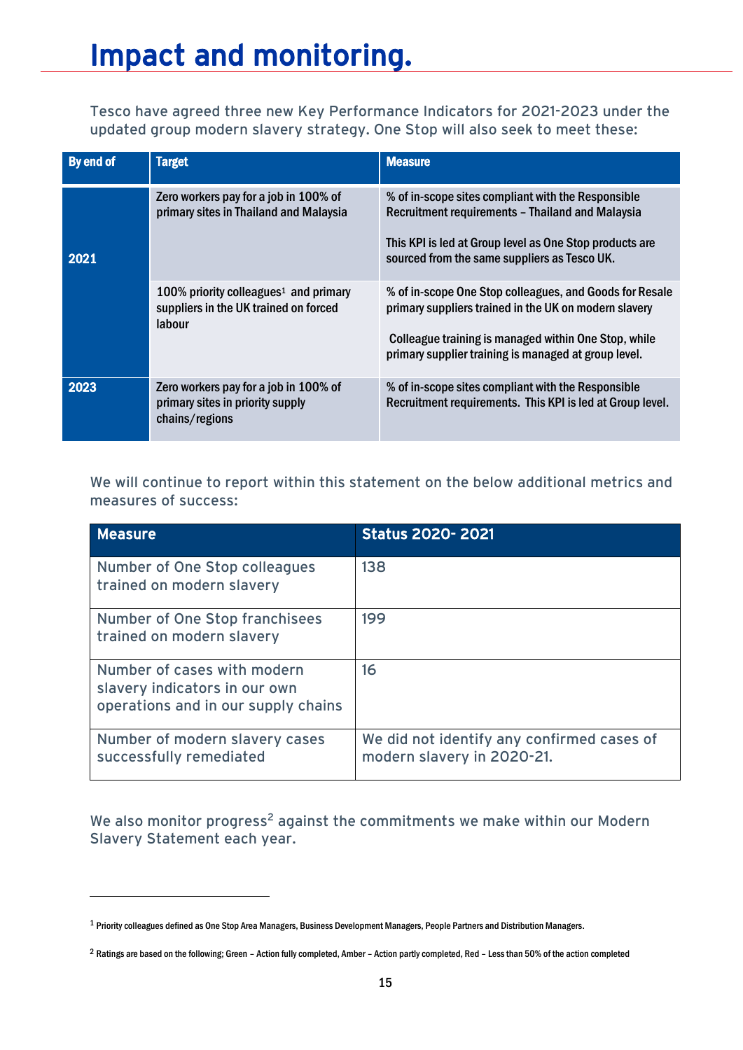# Impact and monitoring.

Tesco have agreed three new Key Performance Indicators for 2021-2023 under the updated group modern slavery strategy. One Stop will also seek to meet these:

| By end of | Target | Measure |
|---|---|---|
| 2021 | Zero workers pay for a job in 100% of primary sites in Thailand and Malaysia | % of in-scope sites compliant with the Responsible Recruitment requirements – Thailand and Malaysia<br><br>This KPI is led at Group level as One Stop products are sourced from the same suppliers as Tesco UK. |
| | 100% priority colleagues[1] and primary suppliers in the UK trained on forced labour | % of in-scope One Stop colleagues, and Goods for Resale primary suppliers trained in the UK on modern slavery<br><br>Colleague training is managed within One Stop, while primary supplier training is managed at group level. |
| 2023 | Zero workers pay for a job in 100% of primary sites in priority supply chains/regions | % of in-scope sites compliant with the Responsible Recruitment requirements. This KPI is led at Group level. |

We will continue to report within this statement on the below additional metrics and measures of success:

| Measure | Status 2020- 2021 |
|---|---|
| Number of One Stop colleagues trained on modern slavery | 138 |
| Number of One Stop franchisees trained on modern slavery | 199 |
| Number of cases with modern slavery indicators in our own operations and in our supply chains | 16 |
| Number of modern slavery cases successfully remediated | We did not identify any confirmed cases of modern slavery in 2020-21. |

We also monitor progress[2] against the commitments we make within our Modern Slavery Statement each year.

---

[1] Priority colleagues defined as One Stop Area Managers, Business Development Managers, People Partners and Distribution Managers.

[2] Ratings are based on the following; Green – Action fully completed, Amber – Action partly completed, Red – Less than 50% of the action completed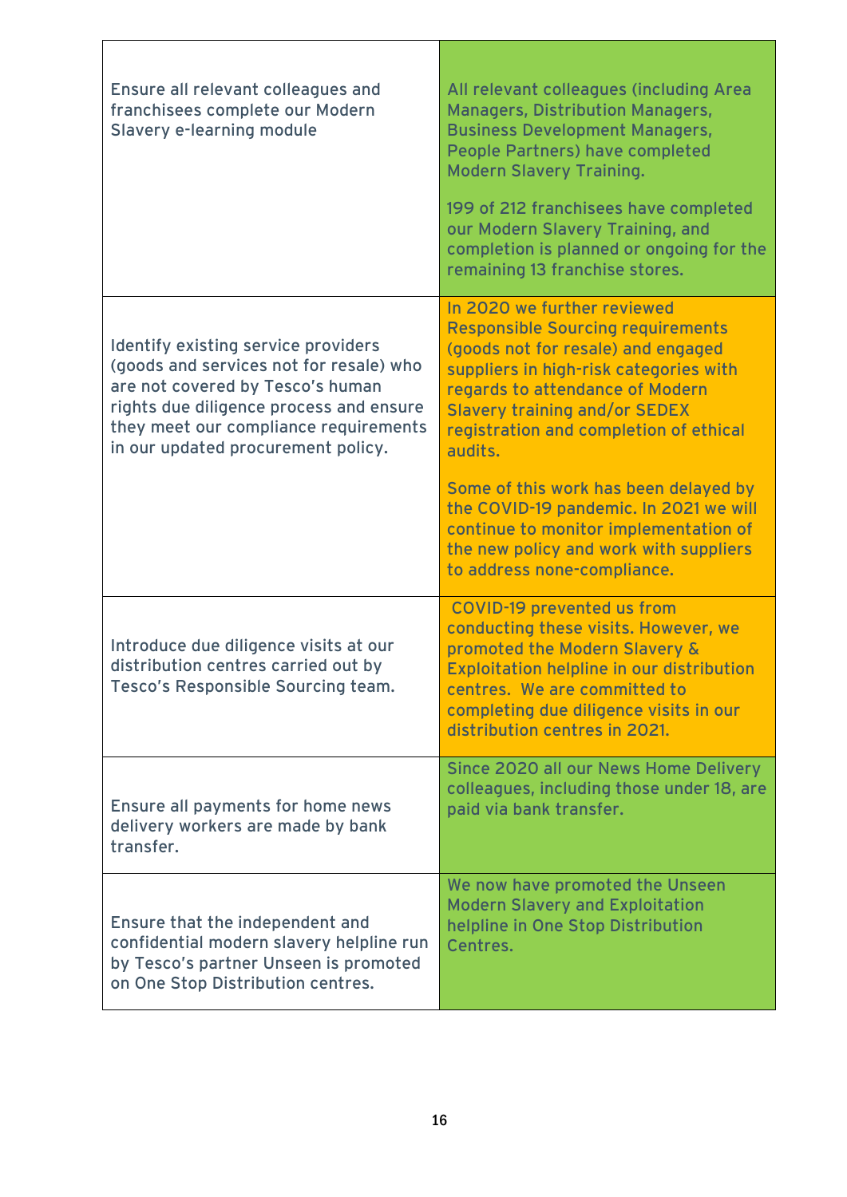| | |
|---|---|
| Ensure all relevant colleagues and franchisees complete our Modern Slavery e-learning module | All relevant colleagues (including Area Managers, Distribution Managers, Business Development Managers, People Partners) have completed Modern Slavery Training.<br><br>199 of 212 franchisees have completed our Modern Slavery Training, and completion is planned or ongoing for the remaining 13 franchise stores. |
| Identify existing service providers (goods and services not for resale) who are not covered by Tesco's human rights due diligence process and ensure they meet our compliance requirements in our updated procurement policy. | In 2020 we further reviewed Responsible Sourcing requirements (goods not for resale) and engaged suppliers in high-risk categories with regards to attendance of Modern Slavery training and/or SEDEX registration and completion of ethical audits.<br><br>Some of this work has been delayed by the COVID-19 pandemic. In 2021 we will continue to monitor implementation of the new policy and work with suppliers to address none-compliance. |
| Introduce due diligence visits at our distribution centres carried out by Tesco's Responsible Sourcing team. | COVID-19 prevented us from conducting these visits. However, we promoted the Modern Slavery & Exploitation helpline in our distribution centres. We are committed to completing due diligence visits in our distribution centres in 2021. |
| Ensure all payments for home news delivery workers are made by bank transfer. | Since 2020 all our News Home Delivery colleagues, including those under 18, are paid via bank transfer. |
| Ensure that the independent and confidential modern slavery helpline run by Tesco's partner Unseen is promoted on One Stop Distribution centres. | We now have promoted the Unseen Modern Slavery and Exploitation helpline in One Stop Distribution Centres. |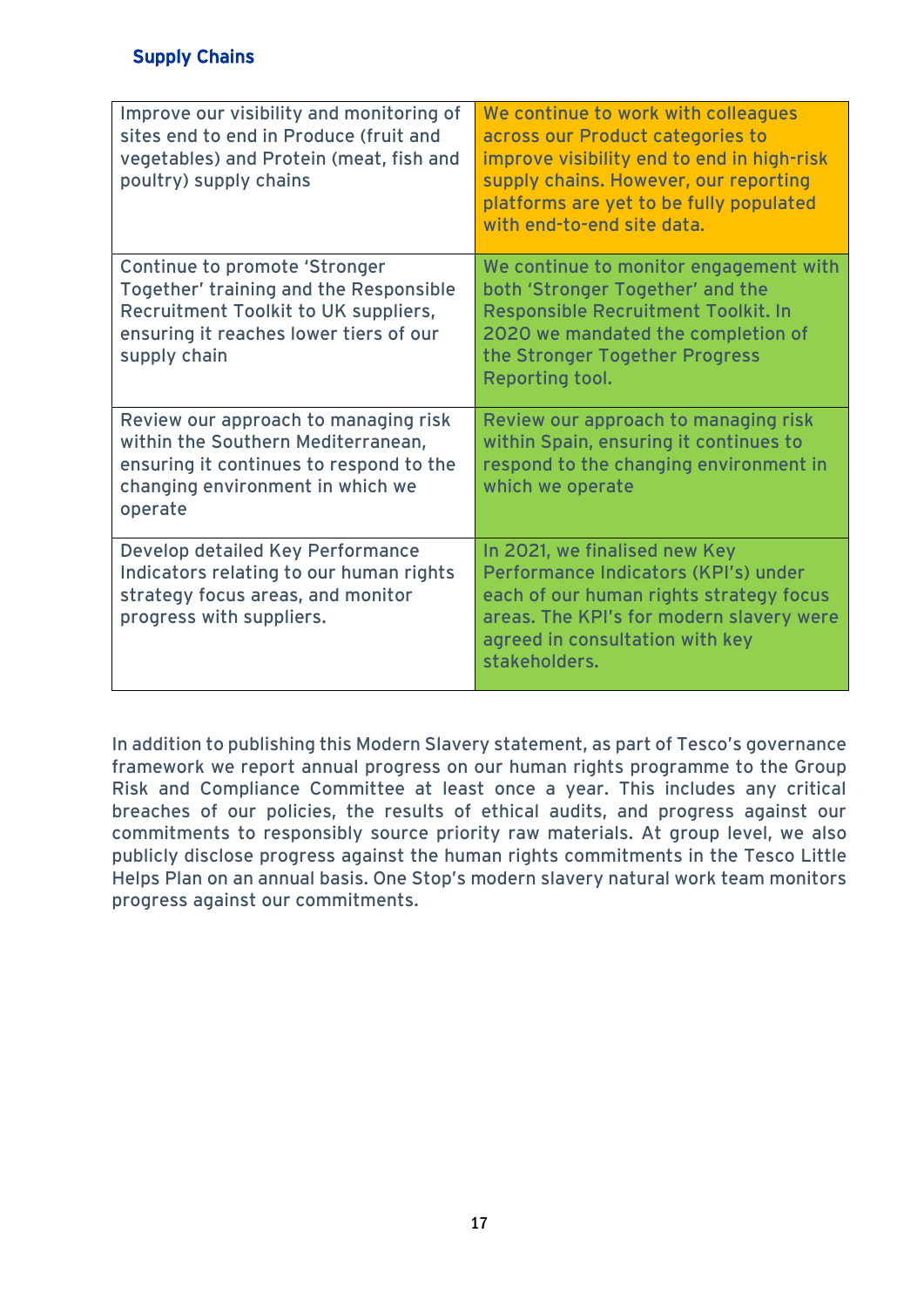## Supply Chains

| | |
|---|---|
| Improve our visibility and monitoring of sites end to end in Produce (fruit and vegetables) and Protein (meat, fish and poultry) supply chains | We continue to work with colleagues across our Product categories to improve visibility end to end in high-risk supply chains. However, our reporting platforms are yet to be fully populated with end-to-end site data. |
| Continue to promote 'Stronger Together' training and the Responsible Recruitment Toolkit to UK suppliers, ensuring it reaches lower tiers of our supply chain | We continue to monitor engagement with both 'Stronger Together' and the Responsible Recruitment Toolkit. In 2020 we mandated the completion of the Stronger Together Progress Reporting tool. |
| Review our approach to managing risk within the Southern Mediterranean, ensuring it continues to respond to the changing environment in which we operate | Review our approach to managing risk within Spain, ensuring it continues to respond to the changing environment in which we operate |
| Develop detailed Key Performance Indicators relating to our human rights strategy focus areas, and monitor progress with suppliers. | In 2021, we finalised new Key Performance Indicators (KPI's) under each of our human rights strategy focus areas. The KPI's for modern slavery were agreed in consultation with key stakeholders. |

In addition to publishing this Modern Slavery statement, as part of Tesco's governance framework we report annual progress on our human rights programme to the Group Risk and Compliance Committee at least once a year. This includes any critical breaches of our policies, the results of ethical audits, and progress against our commitments to responsibly source priority raw materials. At group level, we also publicly disclose progress against the human rights commitments in the Tesco Little Helps Plan on an annual basis. One Stop's modern slavery natural work team monitors progress against our commitments.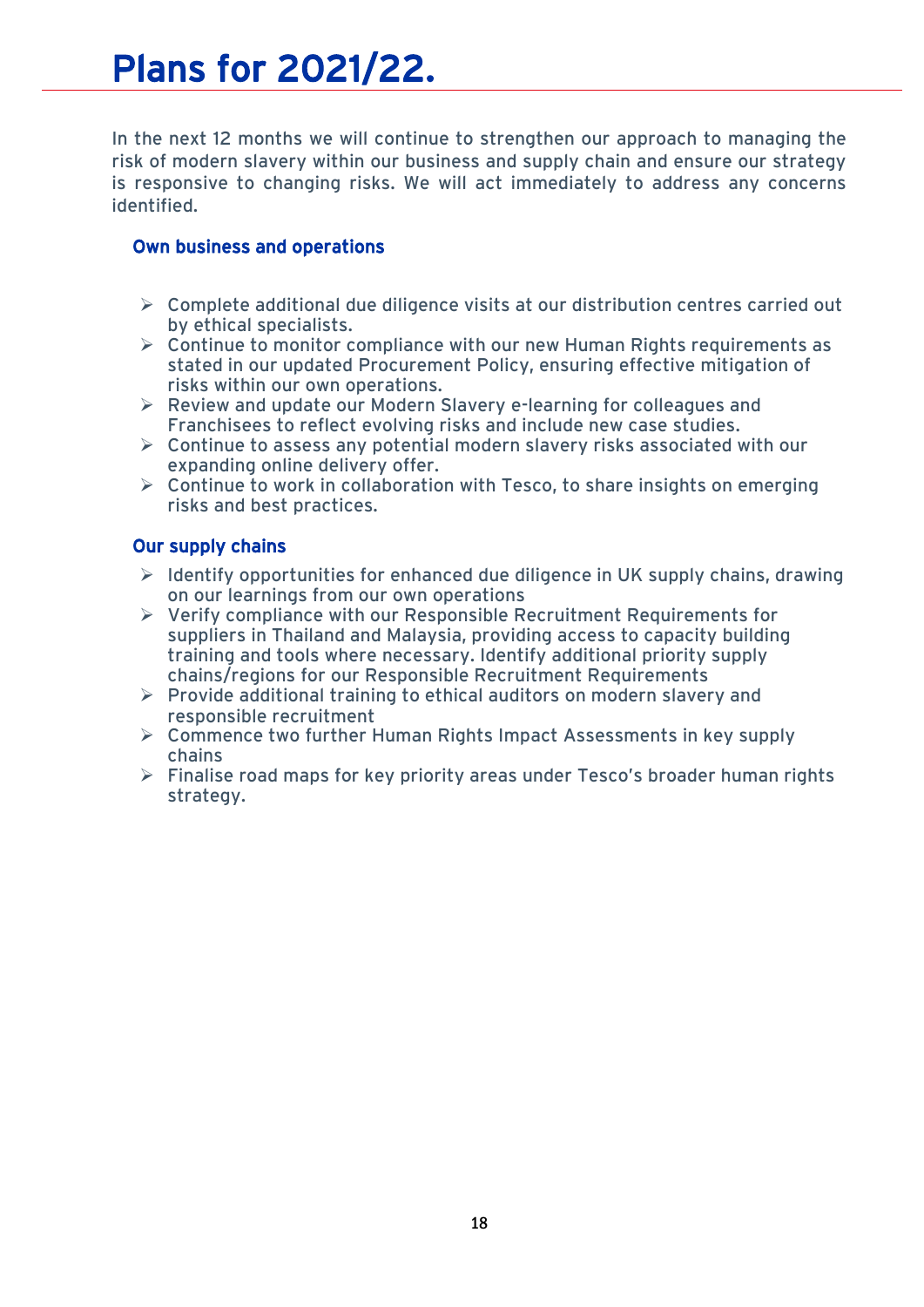# Plans for 2021/22.

In the next 12 months we will continue to strengthen our approach to managing the risk of modern slavery within our business and supply chain and ensure our strategy is responsive to changing risks. We will act immediately to address any concerns identified.

### Own business and operations

- Complete additional due diligence visits at our distribution centres carried out by ethical specialists.
- Continue to monitor compliance with our new Human Rights requirements as stated in our updated Procurement Policy, ensuring effective mitigation of risks within our own operations.
- Review and update our Modern Slavery e-learning for colleagues and Franchisees to reflect evolving risks and include new case studies.
- Continue to assess any potential modern slavery risks associated with our expanding online delivery offer.
- Continue to work in collaboration with Tesco, to share insights on emerging risks and best practices.

### Our supply chains

- Identify opportunities for enhanced due diligence in UK supply chains, drawing on our learnings from our own operations
- Verify compliance with our Responsible Recruitment Requirements for suppliers in Thailand and Malaysia, providing access to capacity building training and tools where necessary. Identify additional priority supply chains/regions for our Responsible Recruitment Requirements
- Provide additional training to ethical auditors on modern slavery and responsible recruitment
- Commence two further Human Rights Impact Assessments in key supply chains
- Finalise road maps for key priority areas under Tesco's broader human rights strategy.